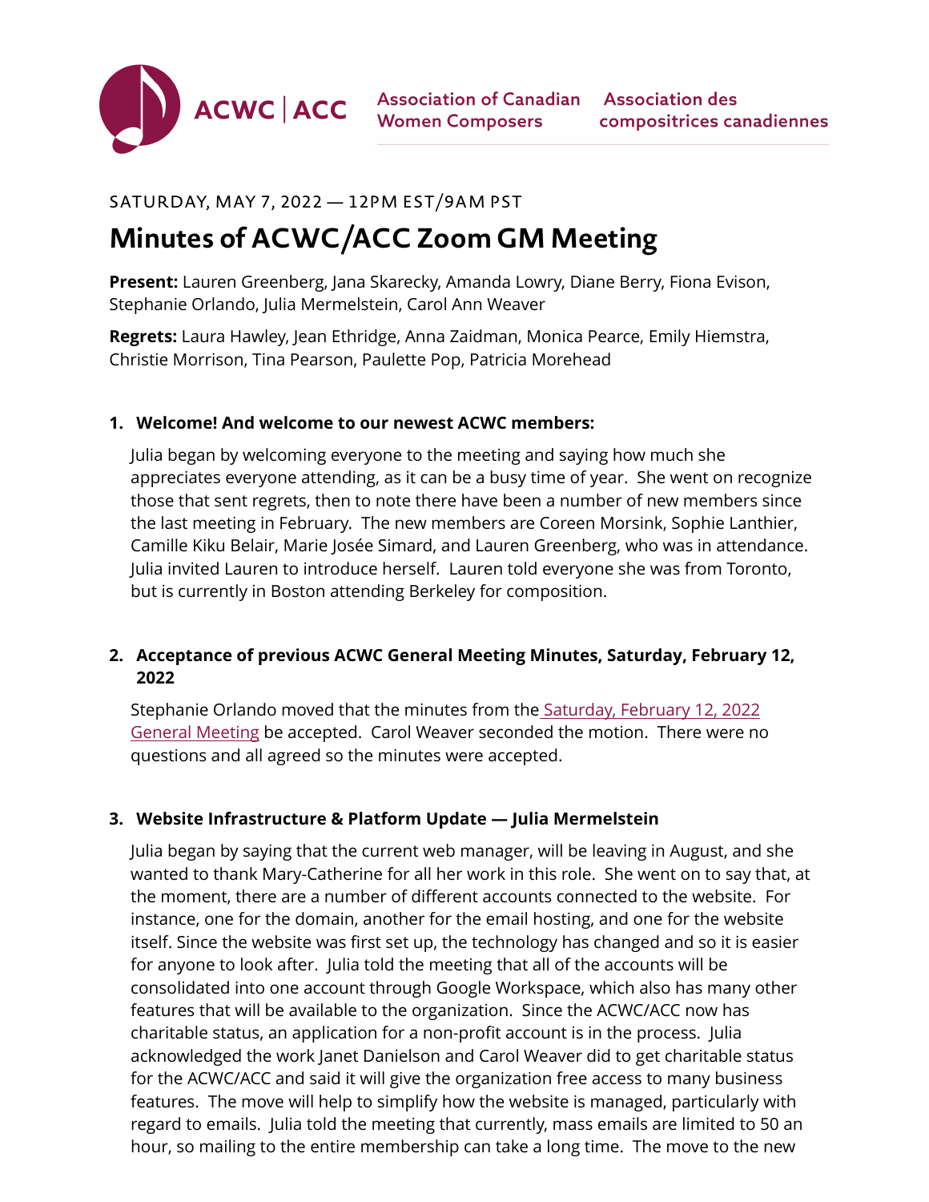ACWC | ACC — Association of Canadian Women Composers — Association des compositrices canadiennes

SATURDAY, MAY 7, 2022 — 12PM EST/9AM PST

# Minutes of ACWC/ACC Zoom GM Meeting

**Present:** Lauren Greenberg, Jana Skarecky, Amanda Lowry, Diane Berry, Fiona Evison, Stephanie Orlando, Julia Mermelstein, Carol Ann Weaver

**Regrets:** Laura Hawley, Jean Ethridge, Anna Zaidman, Monica Pearce, Emily Hiemstra, Christie Morrison, Tina Pearson, Paulette Pop, Patricia Morehead

1. **Welcome! And welcome to our newest ACWC members:**

   Julia began by welcoming everyone to the meeting and saying how much she appreciates everyone attending, as it can be a busy time of year. She went on recognize those that sent regrets, then to note there have been a number of new members since the last meeting in February. The new members are Coreen Morsink, Sophie Lanthier, Camille Kiku Belair, Marie Josée Simard, and Lauren Greenberg, who was in attendance. Julia invited Lauren to introduce herself. Lauren told everyone she was from Toronto, but is currently in Boston attending Berkeley for composition.

2. **Acceptance of previous ACWC General Meeting Minutes, Saturday, February 12, 2022**

   Stephanie Orlando moved that the minutes from the Saturday, February 12, 2022 General Meeting be accepted. Carol Weaver seconded the motion. There were no questions and all agreed so the minutes were accepted.

3. **Website Infrastructure & Platform Update — Julia Mermelstein**

   Julia began by saying that the current web manager, will be leaving in August, and she wanted to thank Mary-Catherine for all her work in this role. She went on to say that, at the moment, there are a number of different accounts connected to the website. For instance, one for the domain, another for the email hosting, and one for the website itself. Since the website was first set up, the technology has changed and so it is easier for anyone to look after. Julia told the meeting that all of the accounts will be consolidated into one account through Google Workspace, which also has many other features that will be available to the organization. Since the ACWC/ACC now has charitable status, an application for a non-profit account is in the process. Julia acknowledged the work Janet Danielson and Carol Weaver did to get charitable status for the ACWC/ACC and said it will give the organization free access to many business features. The move will help to simplify how the website is managed, particularly with regard to emails. Julia told the meeting that currently, mass emails are limited to 50 an hour, so mailing to the entire membership can take a long time. The move to the new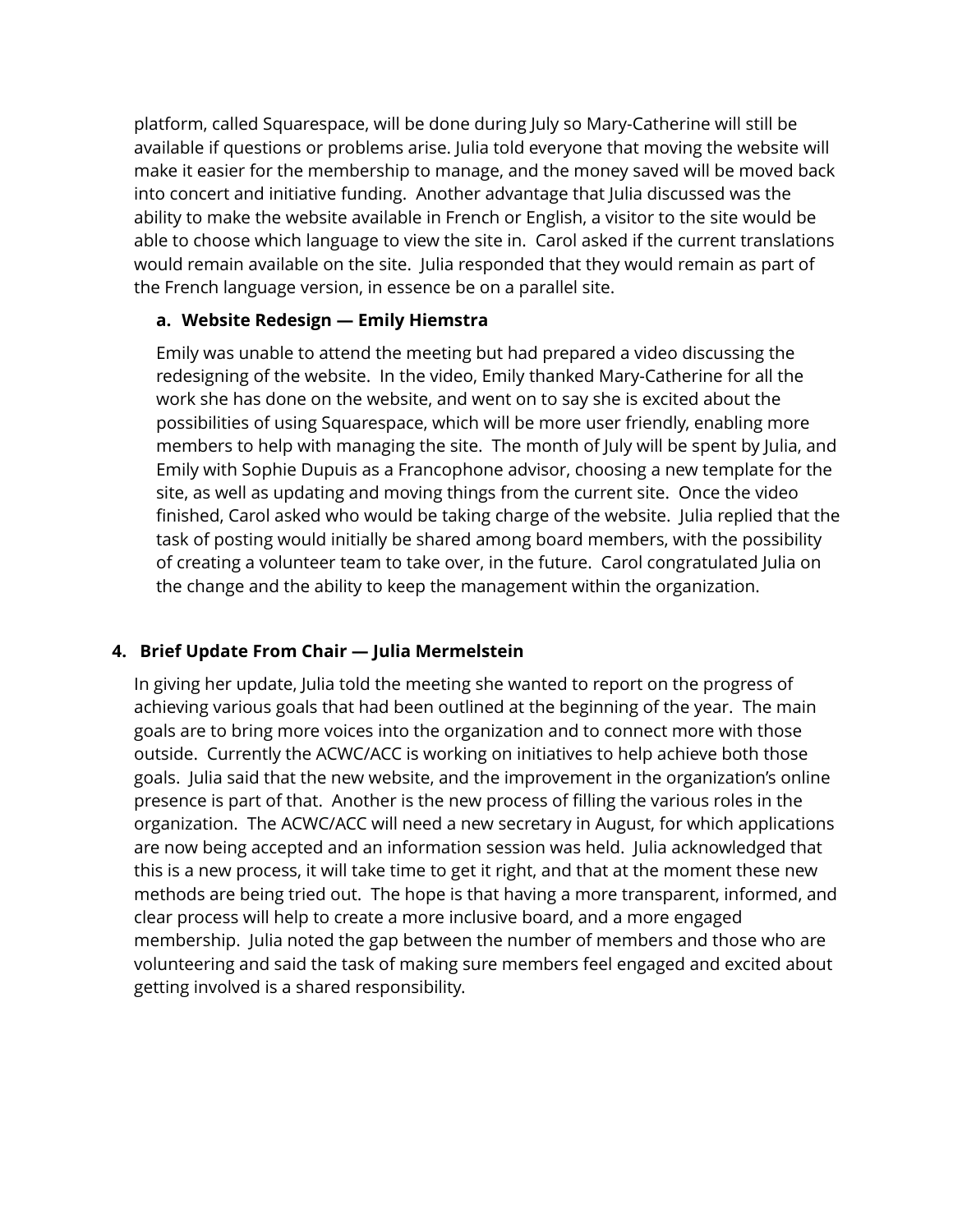platform, called Squarespace, will be done during July so Mary-Catherine will still be available if questions or problems arise. Julia told everyone that moving the website will make it easier for the membership to manage, and the money saved will be moved back into concert and initiative funding. Another advantage that Julia discussed was the ability to make the website available in French or English, a visitor to the site would be able to choose which language to view the site in. Carol asked if the current translations would remain available on the site. Julia responded that they would remain as part of the French language version, in essence be on a parallel site.

**a. Website Redesign — Emily Hiemstra**

Emily was unable to attend the meeting but had prepared a video discussing the redesigning of the website. In the video, Emily thanked Mary-Catherine for all the work she has done on the website, and went on to say she is excited about the possibilities of using Squarespace, which will be more user friendly, enabling more members to help with managing the site. The month of July will be spent by Julia, and Emily with Sophie Dupuis as a Francophone advisor, choosing a new template for the site, as well as updating and moving things from the current site. Once the video finished, Carol asked who would be taking charge of the website. Julia replied that the task of posting would initially be shared among board members, with the possibility of creating a volunteer team to take over, in the future. Carol congratulated Julia on the change and the ability to keep the management within the organization.

## 4. Brief Update From Chair — Julia Mermelstein

In giving her update, Julia told the meeting she wanted to report on the progress of achieving various goals that had been outlined at the beginning of the year. The main goals are to bring more voices into the organization and to connect more with those outside. Currently the ACWC/ACC is working on initiatives to help achieve both those goals. Julia said that the new website, and the improvement in the organization's online presence is part of that. Another is the new process of filling the various roles in the organization. The ACWC/ACC will need a new secretary in August, for which applications are now being accepted and an information session was held. Julia acknowledged that this is a new process, it will take time to get it right, and that at the moment these new methods are being tried out. The hope is that having a more transparent, informed, and clear process will help to create a more inclusive board, and a more engaged membership. Julia noted the gap between the number of members and those who are volunteering and said the task of making sure members feel engaged and excited about getting involved is a shared responsibility.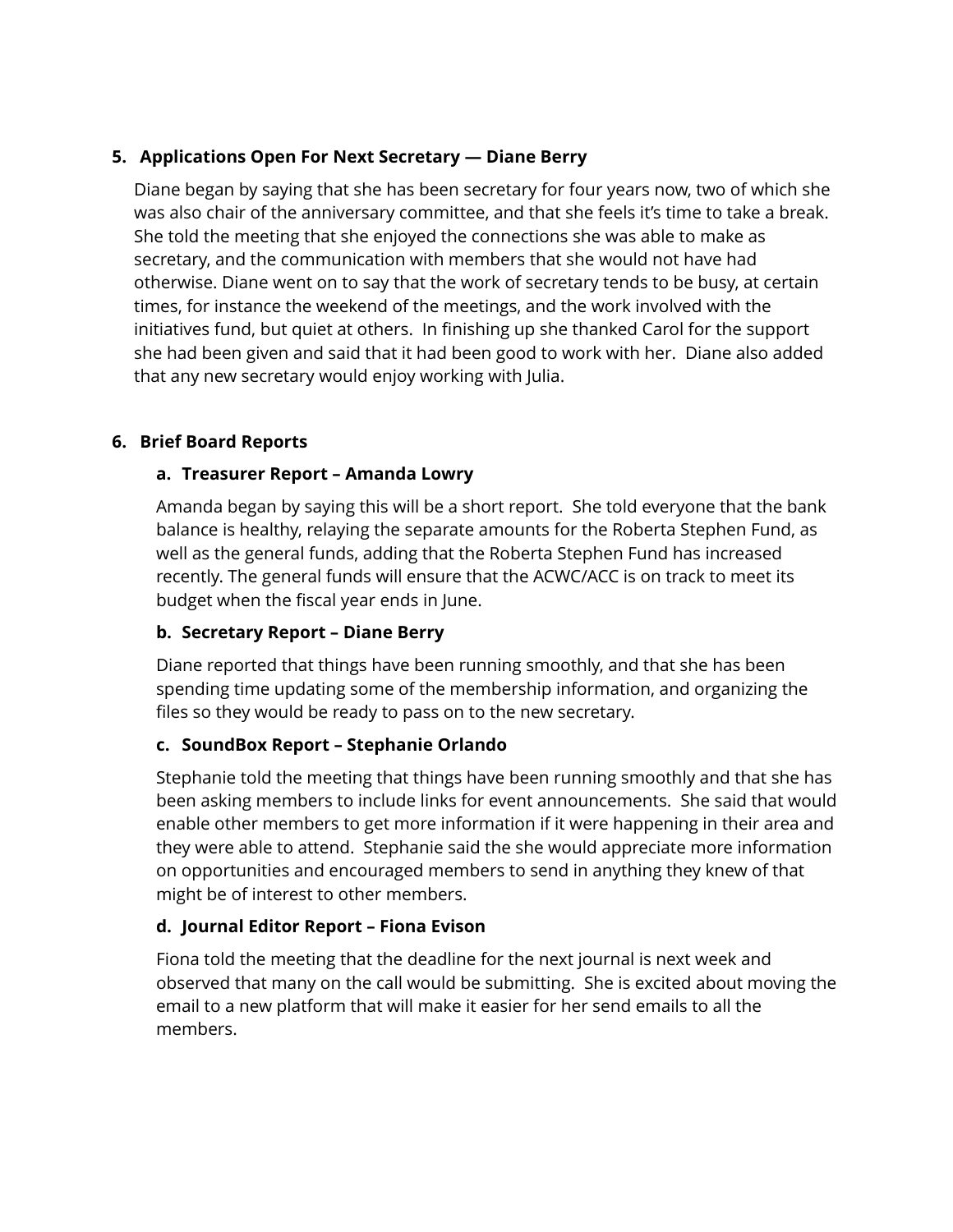5. **Applications Open For Next Secretary — Diane Berry**

   Diane began by saying that she has been secretary for four years now, two of which she was also chair of the anniversary committee, and that she feels it's time to take a break. She told the meeting that she enjoyed the connections she was able to make as secretary, and the communication with members that she would not have had otherwise. Diane went on to say that the work of secretary tends to be busy, at certain times, for instance the weekend of the meetings, and the work involved with the initiatives fund, but quiet at others. In finishing up she thanked Carol for the support she had been given and said that it had been good to work with her. Diane also added that any new secretary would enjoy working with Julia.

6. **Brief Board Reports**

   a. **Treasurer Report – Amanda Lowry**

      Amanda began by saying this will be a short report. She told everyone that the bank balance is healthy, relaying the separate amounts for the Roberta Stephen Fund, as well as the general funds, adding that the Roberta Stephen Fund has increased recently. The general funds will ensure that the ACWC/ACC is on track to meet its budget when the fiscal year ends in June.

   b. **Secretary Report – Diane Berry**

      Diane reported that things have been running smoothly, and that she has been spending time updating some of the membership information, and organizing the files so they would be ready to pass on to the new secretary.

   c. **SoundBox Report – Stephanie Orlando**

      Stephanie told the meeting that things have been running smoothly and that she has been asking members to include links for event announcements. She said that would enable other members to get more information if it were happening in their area and they were able to attend. Stephanie said the she would appreciate more information on opportunities and encouraged members to send in anything they knew of that might be of interest to other members.

   d. **Journal Editor Report – Fiona Evison**

      Fiona told the meeting that the deadline for the next journal is next week and observed that many on the call would be submitting. She is excited about moving the email to a new platform that will make it easier for her send emails to all the members.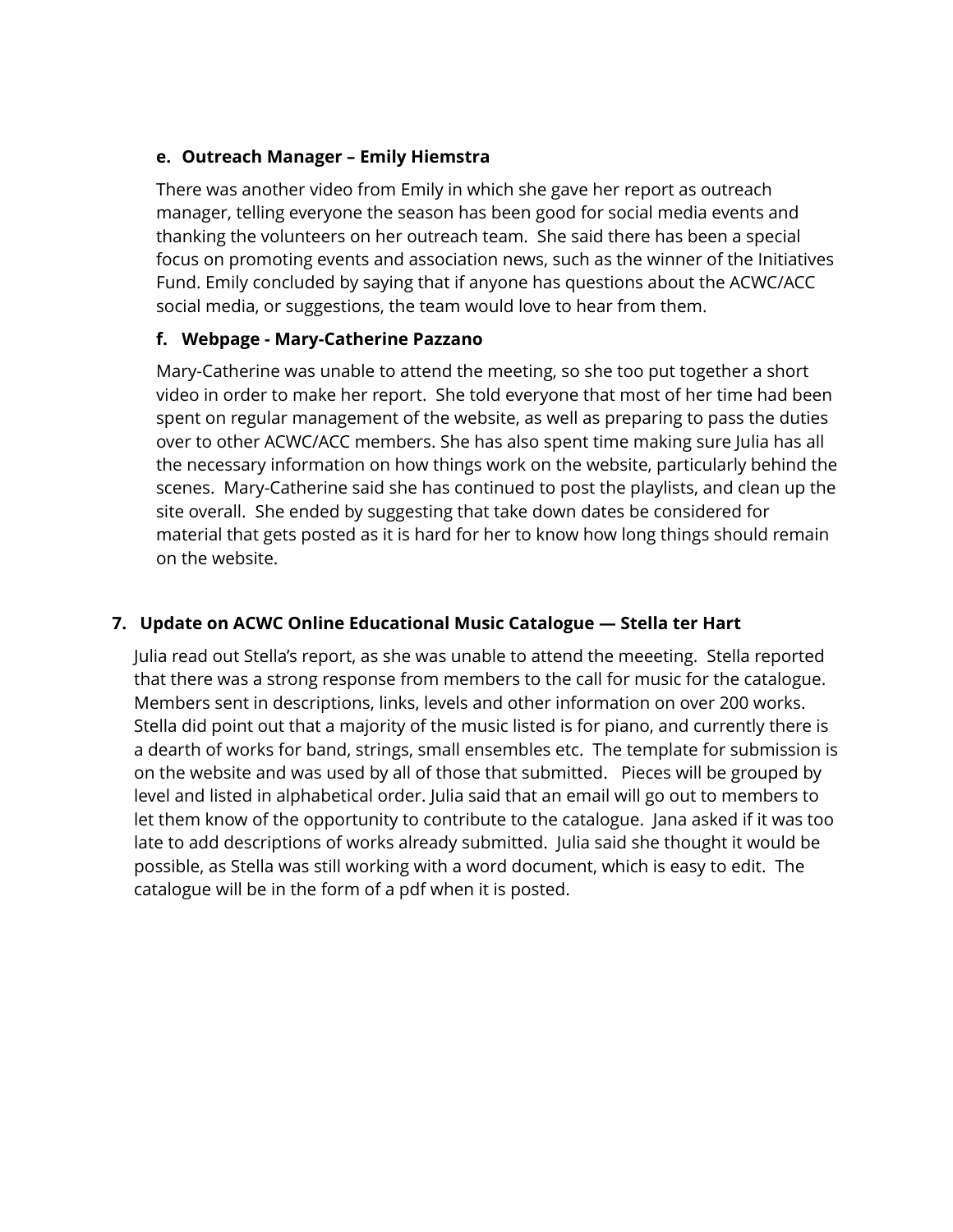**e. Outreach Manager – Emily Hiemstra**

There was another video from Emily in which she gave her report as outreach manager, telling everyone the season has been good for social media events and thanking the volunteers on her outreach team. She said there has been a special focus on promoting events and association news, such as the winner of the Initiatives Fund. Emily concluded by saying that if anyone has questions about the ACWC/ACC social media, or suggestions, the team would love to hear from them.

**f. Webpage - Mary-Catherine Pazzano**

Mary-Catherine was unable to attend the meeting, so she too put together a short video in order to make her report. She told everyone that most of her time had been spent on regular management of the website, as well as preparing to pass the duties over to other ACWC/ACC members. She has also spent time making sure Julia has all the necessary information on how things work on the website, particularly behind the scenes. Mary-Catherine said she has continued to post the playlists, and clean up the site overall. She ended by suggesting that take down dates be considered for material that gets posted as it is hard for her to know how long things should remain on the website.

## 7. Update on ACWC Online Educational Music Catalogue — Stella ter Hart

Julia read out Stella's report, as she was unable to attend the meeeting. Stella reported that there was a strong response from members to the call for music for the catalogue. Members sent in descriptions, links, levels and other information on over 200 works. Stella did point out that a majority of the music listed is for piano, and currently there is a dearth of works for band, strings, small ensembles etc. The template for submission is on the website and was used by all of those that submitted. Pieces will be grouped by level and listed in alphabetical order. Julia said that an email will go out to members to let them know of the opportunity to contribute to the catalogue. Jana asked if it was too late to add descriptions of works already submitted. Julia said she thought it would be possible, as Stella was still working with a word document, which is easy to edit. The catalogue will be in the form of a pdf when it is posted.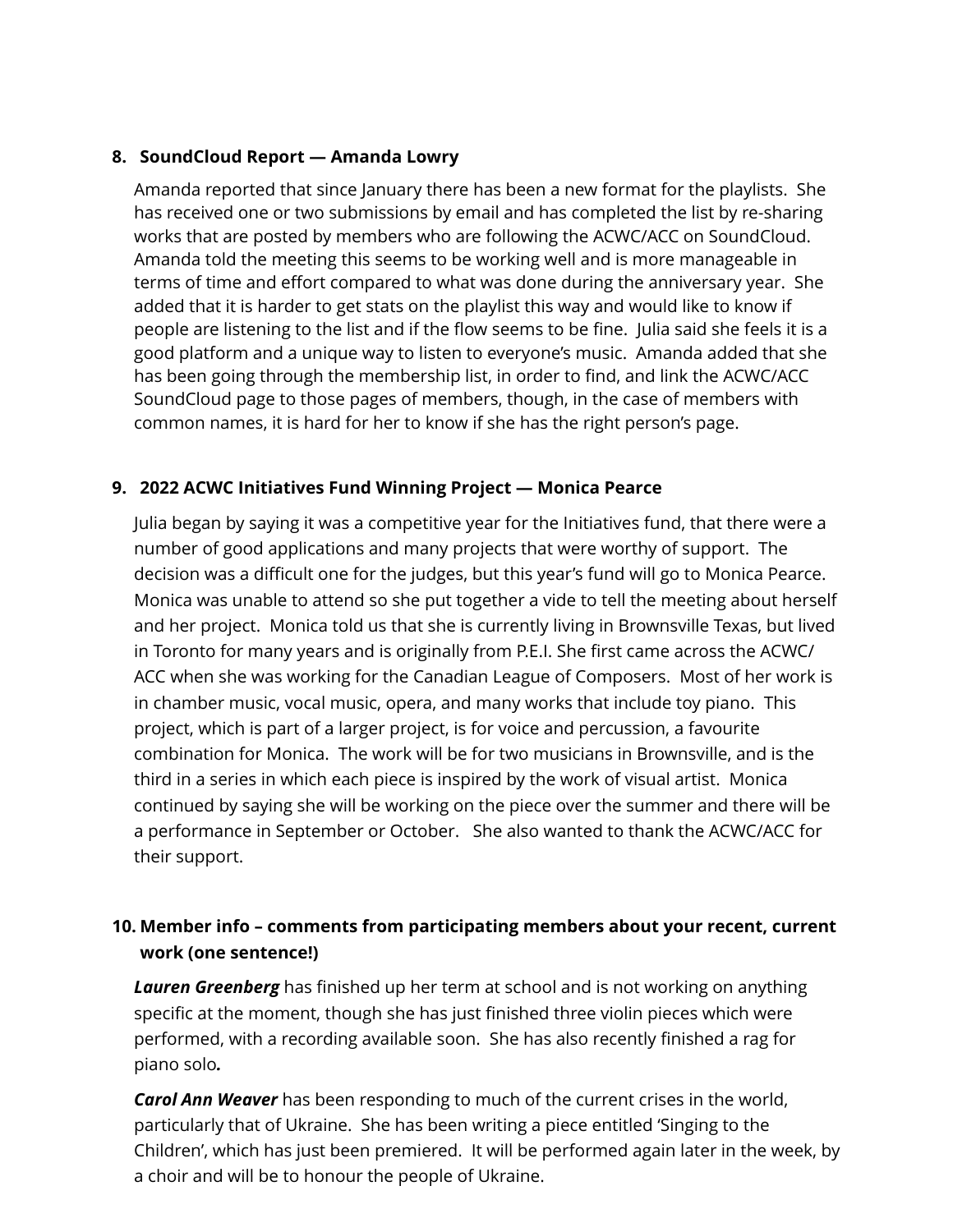## 8. SoundCloud Report — Amanda Lowry

Amanda reported that since January there has been a new format for the playlists. She has received one or two submissions by email and has completed the list by re-sharing works that are posted by members who are following the ACWC/ACC on SoundCloud. Amanda told the meeting this seems to be working well and is more manageable in terms of time and effort compared to what was done during the anniversary year. She added that it is harder to get stats on the playlist this way and would like to know if people are listening to the list and if the flow seems to be fine. Julia said she feels it is a good platform and a unique way to listen to everyone's music. Amanda added that she has been going through the membership list, in order to find, and link the ACWC/ACC SoundCloud page to those pages of members, though, in the case of members with common names, it is hard for her to know if she has the right person's page.

## 9. 2022 ACWC Initiatives Fund Winning Project — Monica Pearce

Julia began by saying it was a competitive year for the Initiatives fund, that there were a number of good applications and many projects that were worthy of support. The decision was a difficult one for the judges, but this year's fund will go to Monica Pearce. Monica was unable to attend so she put together a vide to tell the meeting about herself and her project. Monica told us that she is currently living in Brownsville Texas, but lived in Toronto for many years and is originally from P.E.I. She first came across the ACWC/ACC when she was working for the Canadian League of Composers. Most of her work is in chamber music, vocal music, opera, and many works that include toy piano. This project, which is part of a larger project, is for voice and percussion, a favourite combination for Monica. The work will be for two musicians in Brownsville, and is the third in a series in which each piece is inspired by the work of visual artist. Monica continued by saying she will be working on the piece over the summer and there will be a performance in September or October. She also wanted to thank the ACWC/ACC for their support.

## 10. Member info – comments from participating members about your recent, current work (one sentence!)

***Lauren Greenberg*** has finished up her term at school and is not working on anything specific at the moment, though she has just finished three violin pieces which were performed, with a recording available soon. She has also recently finished a rag for piano solo***.***

***Carol Ann Weaver*** has been responding to much of the current crises in the world, particularly that of Ukraine. She has been writing a piece entitled 'Singing to the Children', which has just been premiered. It will be performed again later in the week, by a choir and will be to honour the people of Ukraine.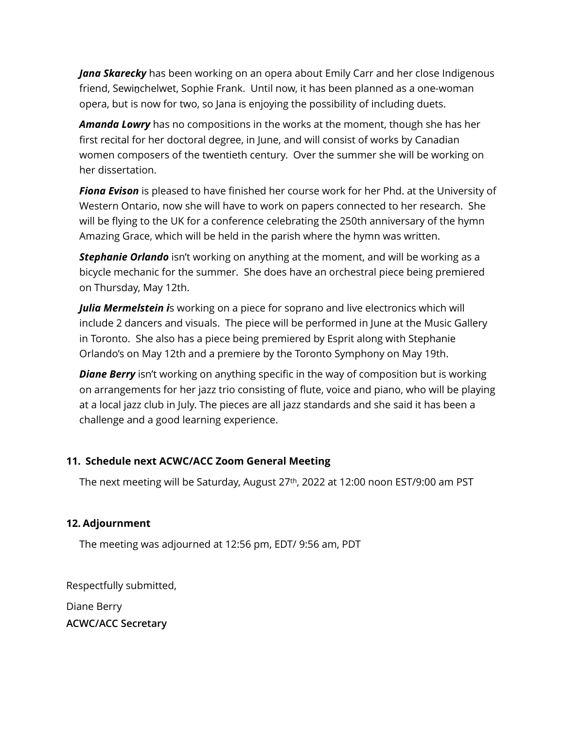***Jana Skarecky*** has been working on an opera about Emily Carr and her close Indigenous friend, Sewin̲chelwet, Sophie Frank.  Until now, it has been planned as a one-woman opera, but is now for two, so Jana is enjoying the possibility of including duets.

***Amanda Lowry*** has no compositions in the works at the moment, though she has her first recital for her doctoral degree, in June, and will consist of works by Canadian women composers of the twentieth century.  Over the summer she will be working on her dissertation.

***Fiona Evison*** is pleased to have finished her course work for her Phd. at the University of Western Ontario, now she will have to work on papers connected to her research.  She will be flying to the UK for a conference celebrating the 250th anniversary of the hymn Amazing Grace, which will be held in the parish where the hymn was written.

***Stephanie Orlando*** isn't working on anything at the moment, and will be working as a bicycle mechanic for the summer.  She does have an orchestral piece being premiered on Thursday, May 12th.

***Julia Mermelstein i***s working on a piece for soprano and live electronics which will include 2 dancers and visuals.  The piece will be performed in June at the Music Gallery in Toronto.  She also has a piece being premiered by Esprit along with Stephanie Orlando's on May 12th and a premiere by the Toronto Symphony on May 19th.

***Diane Berry*** isn't working on anything specific in the way of composition but is working on arrangements for her jazz trio consisting of flute, voice and piano, who will be playing at a local jazz club in July. The pieces are all jazz standards and she said it has been a challenge and a good learning experience.

**11.  Schedule next ACWC/ACC Zoom General Meeting**

The next meeting will be Saturday, August 27th, 2022 at 12:00 noon EST/9:00 am PST

**12. Adjournment**

The meeting was adjourned at 12:56 pm, EDT/ 9:56 am, PDT

Respectfully submitted,

Diane Berry

**ACWC/ACC Secretary**